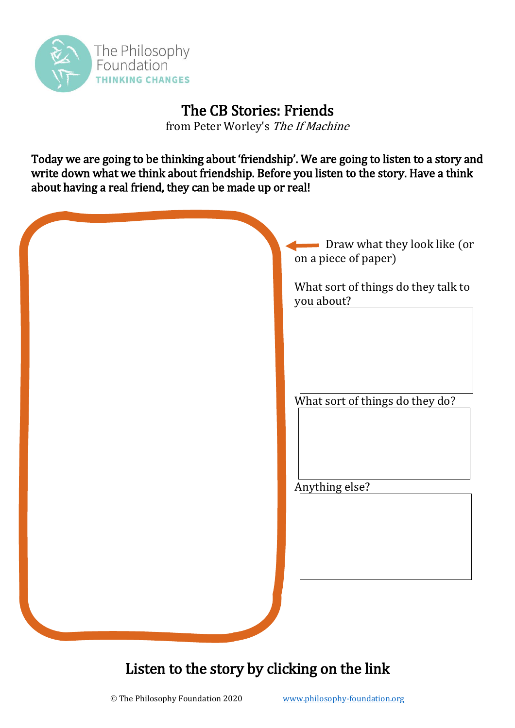The Philosophy Foundation
THINKING CHANGES

# The CB Stories: Friends

from Peter Worley's *The If Machine*

**Today we are going to be thinking about 'friendship'. We are going to listen to a story and write down what we think about friendship. Before you listen to the story. Have a think about having a real friend, they can be made up or real!**

Draw what they look like (or on a piece of paper)

What sort of things do they talk to you about?

What sort of things do they do?

Anything else?

## Listen to the story by clicking on the link

© The Philosophy Foundation 2020 www.philosophy-foundation.org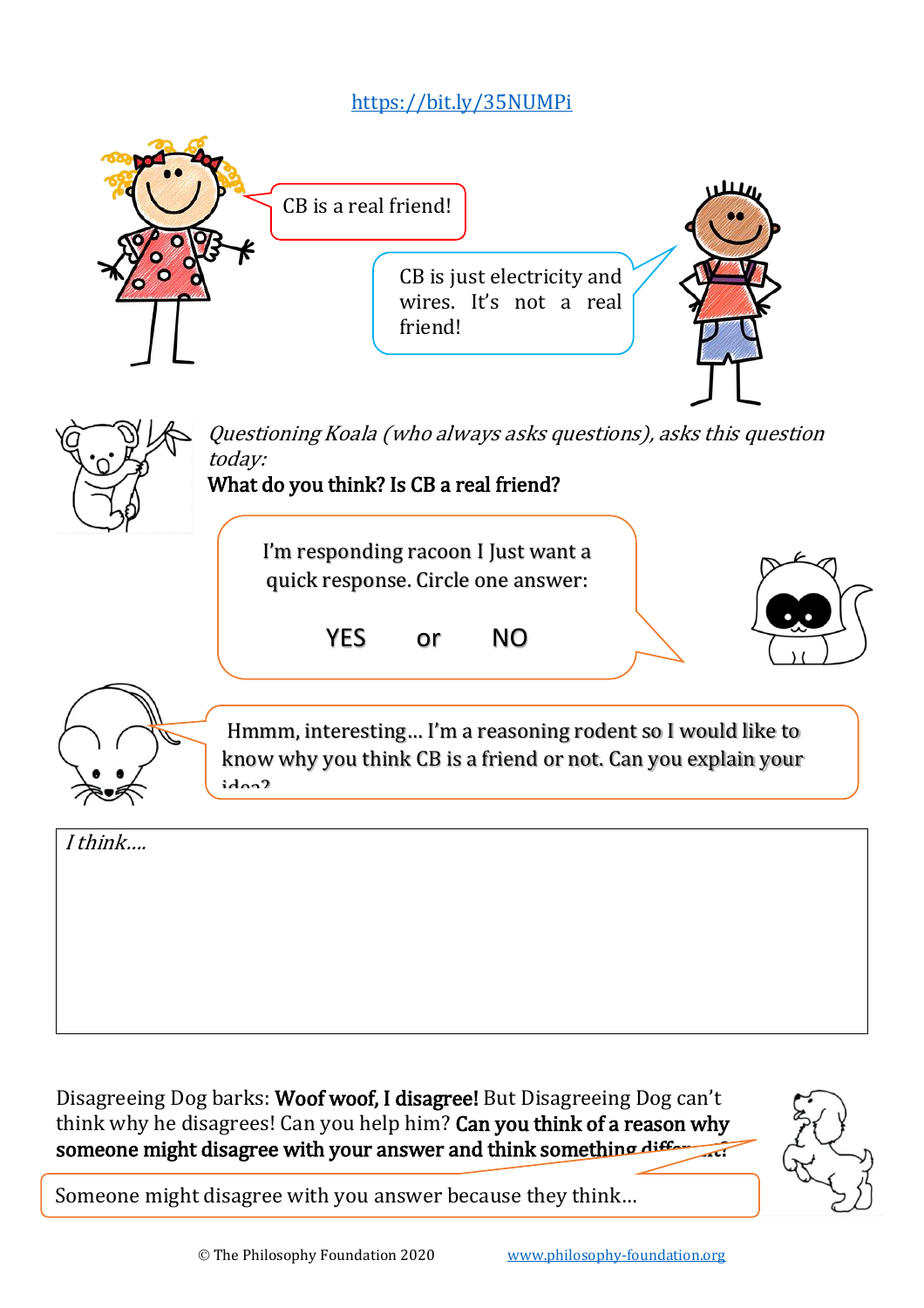https://bit.ly/35NUMPi

CB is a real friend!

CB is just electricity and wires. It's not a real friend!

*Questioning Koala (who always asks questions), asks this question today:*

**What do you think? Is CB a real friend?**

I'm responding racoon I Just want a quick response. Circle one answer:

YES or NO

Hmmm, interesting… I'm a reasoning rodent so I would like to know why you think CB is a friend or not. Can you explain your idea?

*I think….*

Disagreeing Dog barks: **Woof woof, I disagree!** But Disagreeing Dog can't think why he disagrees! Can you help him? **Can you think of a reason why someone might disagree with your answer and think something different?**

Someone might disagree with you answer because they think…

© The Philosophy Foundation 2020 www.philosophy-foundation.org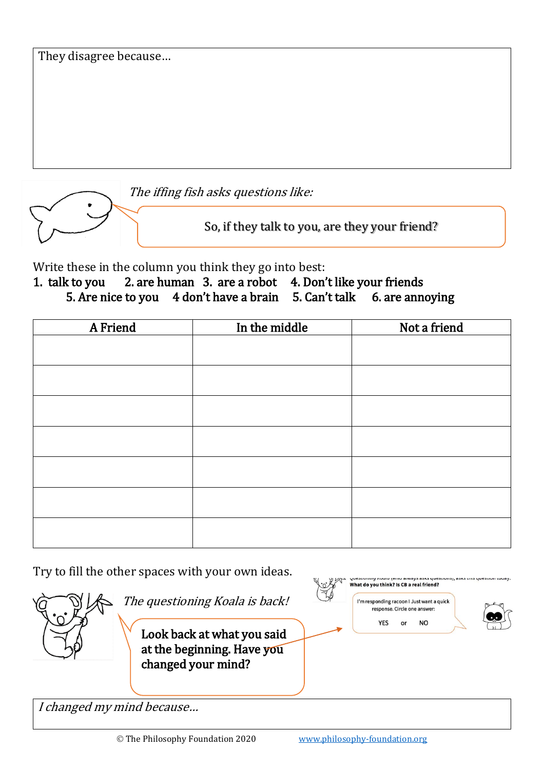They disagree because…

*The iffing fish asks questions like:*

So, if they talk to you, are they your friend?

Write these in the column you think they go into best:

**1. talk to you 2. are human 3. are a robot 4. Don't like your friends 5. Are nice to you 4 don't have a brain 5. Can't talk 6. are annoying**

| A Friend | In the middle | Not a friend |
|---|---|---|
| | | |
| | | |
| | | |
| | | |
| | | |
| | | |
| | | |

Try to fill the other spaces with your own ideas.

*The questioning Koala is back!*

**Look back at what you said at the beginning. Have you changed your mind?**

Questioning Koala (who always asks questions), asks this question today:
**What do you think? Is CB a real friend?**

I'm responding racoon I Just want a quick response. Circle one answer:

YES or NO

*I changed my mind because…*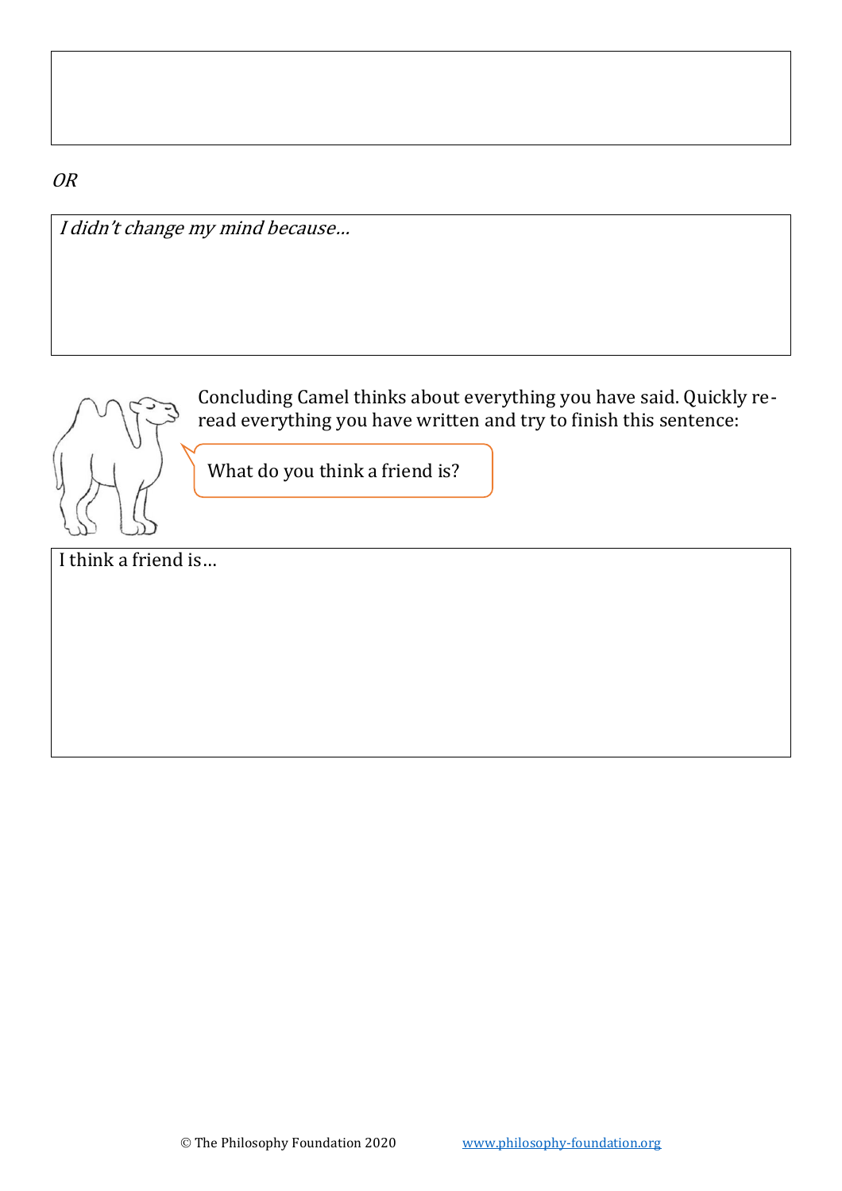*OR*

*I didn't change my mind because…*

Concluding Camel thinks about everything you have said. Quickly re-read everything you have written and try to finish this sentence:

What do you think a friend is?

I think a friend is…

© The Philosophy Foundation 2020 www.philosophy-foundation.org